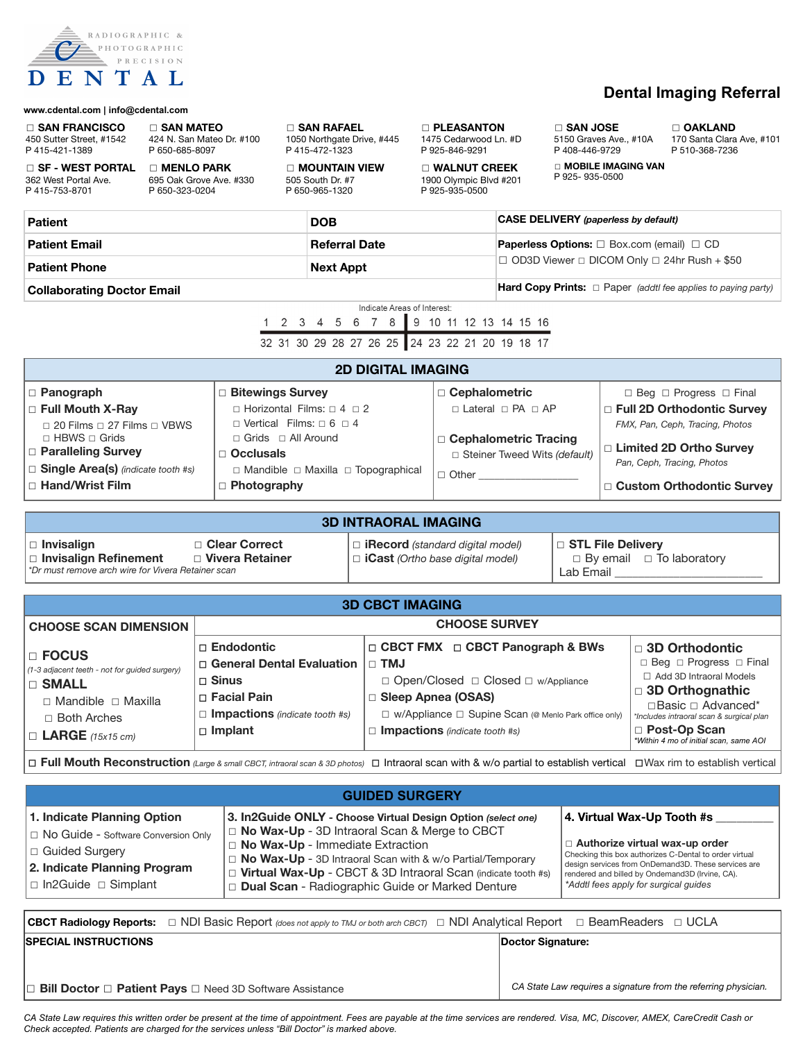RADIOGRAPHIC & PHOTOGRAPHIC PRECISION
**DENTAL**

# Dental Imaging Referral

www.cdental.com | info@cdental.com

| ☐ SAN FRANCISCO | ☐ SAN MATEO | ☐ SAN RAFAEL | ☐ PLEASANTON | ☐ SAN JOSE | ☐ OAKLAND |
|---|---|---|---|---|---|
| 450 Sutter Street, #1542<br>P 415-421-1389 | 424 N. San Mateo Dr. #100<br>P 650-685-8097 | 1050 Northgate Drive, #445<br>P 415-472-1323 | 1475 Cedarwood Ln. #D<br>P 925-846-9291 | 5150 Graves Ave., #10A<br>P 408-446-9729 | 170 Santa Clara Ave, #101<br>P 510-368-7236 |
| ☐ **SF - WEST PORTAL**<br>362 West Portal Ave.<br>P 415-753-8701 | ☐ **MENLO PARK**<br>695 Oak Grove Ave. #330<br>P 650-323-0204 | ☐ **MOUNTAIN VIEW**<br>505 South Dr. #7<br>P 650-965-1320 | ☐ **WALNUT CREEK**<br>1900 Olympic Blvd #201<br>P 925-935-0500 | ☐ **MOBILE IMAGING VAN**<br>P 925- 935-0500 | |

| | | |
|---|---|---|
| **Patient** | **DOB** | **CASE DELIVERY** *(paperless by default)* |
| **Patient Email** | **Referral Date** | **Paperless Options:** ☐ Box.com (email) ☐ CD<br>☐ OD3D Viewer ☐ DICOM Only ☐ 24hr Rush + $50 |
| **Patient Phone** | **Next Appt** | |
| **Collaborating Doctor Email** | | **Hard Copy Prints:** ☐ Paper *(addtl fee applies to paying party)* |

Indicate Areas of Interest:

| 1 | 2 | 3 | 4 | 5 | 6 | 7 | 8 | 9 | 10 | 11 | 12 | 13 | 14 | 15 | 16 |
|---|---|---|---|---|---|---|---|---|---|---|---|---|---|---|---|
| 32 | 31 | 30 | 29 | 28 | 27 | 26 | 25 | 24 | 23 | 22 | 21 | 20 | 19 | 18 | 17 |

## 2D DIGITAL IMAGING

- ☐ **Panograph**
- ☐ **Full Mouth X-Ray**
  - ☐ 20 Films ☐ 27 Films ☐ VBWS
  - ☐ HBWS ☐ Grids
- ☐ **Paralleling Survey**
- ☐ **Single Area(s)** *(indicate tooth #s)*
- ☐ **Hand/Wrist Film**

- ☐ **Bitewings Survey**
  - ☐ Horizontal Films: ☐ 4 ☐ 2
  - ☐ Vertical Films: ☐ 6 ☐ 4
  - ☐ Grids ☐ All Around
- ☐ **Occlusals**
  - ☐ Mandible ☐ Maxilla ☐ Topographical
- ☐ **Photography**

- ☐ **Cephalometric**
  - ☐ Lateral ☐ PA ☐ AP
- ☐ **Cephalometric Tracing**
  - ☐ Steiner Tweed Wits *(default)*
- ☐ Other ________________

☐ Beg ☐ Progress ☐ Final
- ☐ **Full 2D Orthodontic Survey**
  *FMX, Pan, Ceph, Tracing, Photos*
- ☐ **Limited 2D Ortho Survey**
  *Pan, Ceph, Tracing, Photos*
- ☐ **Custom Orthodontic Survey**

## 3D INTRAORAL IMAGING

- ☐ **Invisalign** ☐ **Clear Correct**
- ☐ **Invisalign Refinement** ☐ **Vivera Retainer**

*Dr must remove arch wire for Vivera Retainer scan

- ☐ **iRecord** *(standard digital model)*
- ☐ **iCast** *(Ortho base digital model)*

- ☐ **STL File Delivery**
  - ☐ By email ☐ To laboratory
  - Lab Email ________________________

## 3D CBCT IMAGING

### CHOOSE SCAN DIMENSION

- ☐ **FOCUS**
  *(1-3 adjacent teeth - not for guided surgery)*
- ☐ **SMALL**
  - ☐ Mandible ☐ Maxilla
  - ☐ Both Arches
- ☐ **LARGE** *(15x15 cm)*

### CHOOSE SURVEY

- ☐ **Endodontic**
- ☐ **General Dental Evaluation**
- ☐ **Sinus**
- ☐ **Facial Pain**
- ☐ **Impactions** *(indicate tooth #s)*
- ☐ **Implant**

- ☐ **CBCT FMX** ☐ **CBCT Panograph & BWs**
- ☐ **TMJ**
  - ☐ Open/Closed ☐ Closed ☐ w/Appliance
- ☐ **Sleep Apnea (OSAS)**
  - ☐ w/Appliance ☐ Supine Scan (@ Menlo Park office only)
- ☐ **Impactions** *(indicate tooth #s)*

- ☐ **3D Orthodontic**
  - ☐ Beg ☐ Progress ☐ Final
  - ☐ Add 3D Intraoral Models
- ☐ **3D Orthognathic**
  - ☐ Basic ☐ Advanced*
  - *Includes intraoral scan & surgical plan
- ☐ **Post-Op Scan**
  - *Within 4 mo of initial scan, same AOI

☐ **Full Mouth Reconstruction** *(Large & small CBCT, intraoral scan & 3D photos)* ☐ Intraoral scan with & w/o partial to establish vertical ☐ Wax rim to establish vertical

## GUIDED SURGERY

**1. Indicate Planning Option**
- ☐ No Guide - Software Conversion Only
- ☐ Guided Surgery

**2. Indicate Planning Program**
- ☐ In2Guide ☐ Simplant

**3. In2Guide ONLY - Choose Virtual Design Option** *(select one)*
- ☐ **No Wax-Up** - 3D Intraoral Scan & Merge to CBCT
- ☐ **No Wax-Up** - Immediate Extraction
- ☐ **No Wax-Up** - 3D Intraoral Scan with & w/o Partial/Temporary
- ☐ **Virtual Wax-Up** - CBCT & 3D Intraoral Scan (indicate tooth #s)
- ☐ **Dual Scan** - Radiographic Guide or Marked Denture

**4. Virtual Wax-Up Tooth #s** ________

☐ **Authorize virtual wax-up order**
Checking this box authorizes C-Dental to order virtual design services from OnDemand3D. These services are rendered and billed by Ondemand3D (Irvine, CA).
*Addtl fees apply for surgical guides

**CBCT Radiology Reports:** ☐ NDI Basic Report *(does not apply to TMJ or both arch CBCT)* ☐ NDI Analytical Report ☐ BeamReaders ☐ UCLA

| **SPECIAL INSTRUCTIONS** | **Doctor Signature:** |
|---|---|
| ☐ **Bill Doctor** ☐ **Patient Pays** ☐ Need 3D Software Assistance | *CA State Law requires a signature from the referring physician.* |

*CA State Law requires this written order be present at the time of appointment. Fees are payable at the time services are rendered. Visa, MC, Discover, AMEX, CareCredit Cash or Check accepted. Patients are charged for the services unless "Bill Doctor" is marked above.*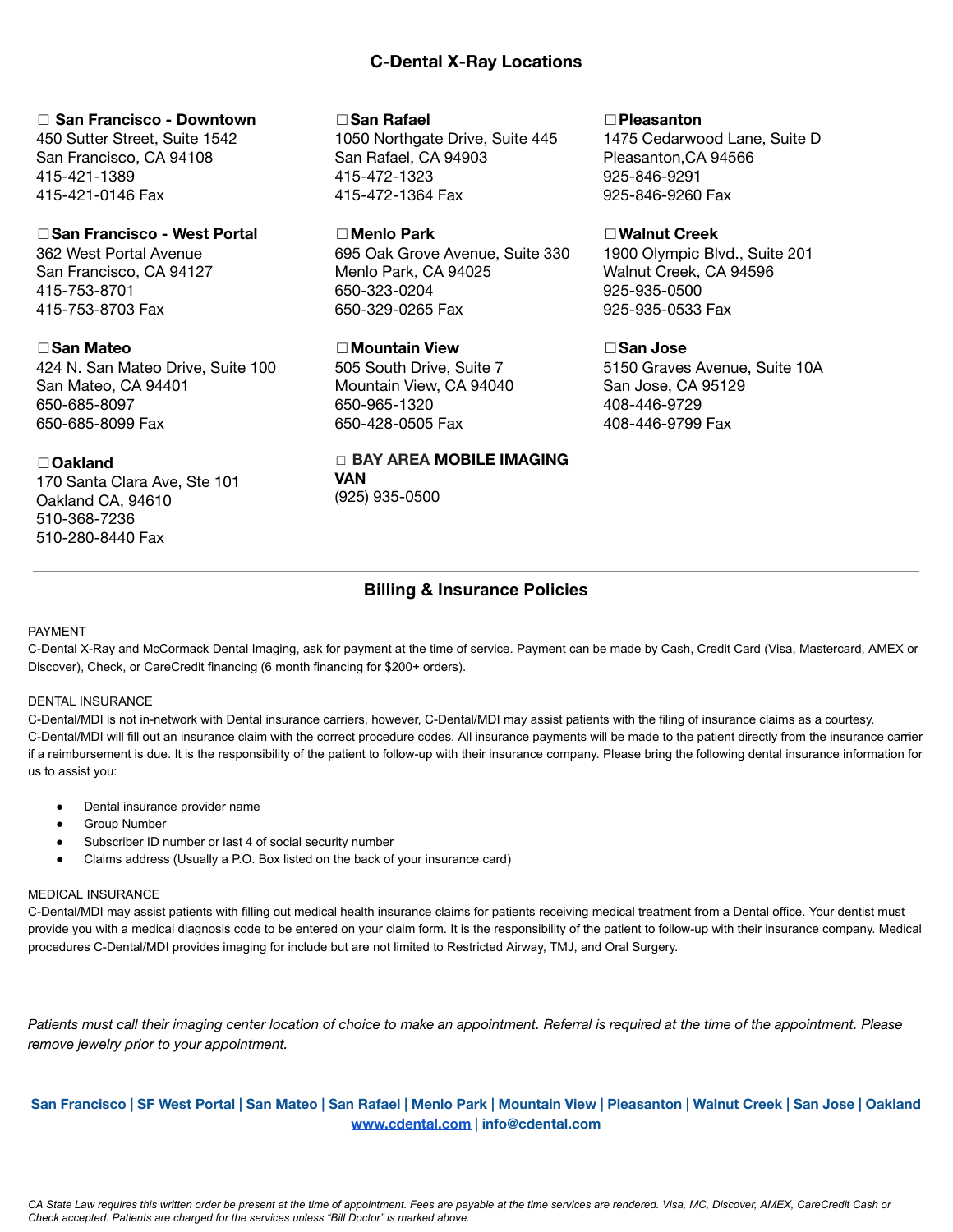## C-Dental X-Ray Locations

☐ **San Francisco - Downtown**
450 Sutter Street, Suite 1542
San Francisco, CA 94108
415-421-1389
415-421-0146 Fax

☐ **San Francisco - West Portal**
362 West Portal Avenue
San Francisco, CA 94127
415-753-8701
415-753-8703 Fax

☐ **San Mateo**
424 N. San Mateo Drive, Suite 100
San Mateo, CA 94401
650-685-8097
650-685-8099 Fax

☐ **Oakland**
170 Santa Clara Ave, Ste 101
Oakland CA, 94610
510-368-7236
510-280-8440 Fax

☐ **San Rafael**
1050 Northgate Drive, Suite 445
San Rafael, CA 94903
415-472-1323
415-472-1364 Fax

☐ **Menlo Park**
695 Oak Grove Avenue, Suite 330
Menlo Park, CA 94025
650-323-0204
650-329-0265 Fax

☐ **Mountain View**
505 South Drive, Suite 7
Mountain View, CA 94040
650-965-1320
650-428-0505 Fax

☐ **BAY AREA MOBILE IMAGING VAN**
(925) 935-0500

☐ **Pleasanton**
1475 Cedarwood Lane, Suite D
Pleasanton,CA 94566
925-846-9291
925-846-9260 Fax

☐ **Walnut Creek**
1900 Olympic Blvd., Suite 201
Walnut Creek, CA 94596
925-935-0500
925-935-0533 Fax

☐ **San Jose**
5150 Graves Avenue, Suite 10A
San Jose, CA 95129
408-446-9729
408-446-9799 Fax

---

## Billing & Insurance Policies

PAYMENT
C-Dental X-Ray and McCormack Dental Imaging, ask for payment at the time of service. Payment can be made by Cash, Credit Card (Visa, Mastercard, AMEX or Discover), Check, or CareCredit financing (6 month financing for $200+ orders).

DENTAL INSURANCE
C-Dental/MDI is not in-network with Dental insurance carriers, however, C-Dental/MDI may assist patients with the filing of insurance claims as a courtesy. C-Dental/MDI will fill out an insurance claim with the correct procedure codes. All insurance payments will be made to the patient directly from the insurance carrier if a reimbursement is due. It is the responsibility of the patient to follow-up with their insurance company. Please bring the following dental insurance information for us to assist you:

- Dental insurance provider name
- Group Number
- Subscriber ID number or last 4 of social security number
- Claims address (Usually a P.O. Box listed on the back of your insurance card)

MEDICAL INSURANCE
C-Dental/MDI may assist patients with filling out medical health insurance claims for patients receiving medical treatment from a Dental office. Your dentist must provide you with a medical diagnosis code to be entered on your claim form. It is the responsibility of the patient to follow-up with their insurance company. Medical procedures C-Dental/MDI provides imaging for include but are not limited to Restricted Airway, TMJ, and Oral Surgery.

*Patients must call their imaging center location of choice to make an appointment. Referral is required at the time of the appointment. Please remove jewelry prior to your appointment.*

**San Francisco | SF West Portal | San Mateo | San Rafael | Menlo Park | Mountain View | Pleasanton | Walnut Creek | San Jose | Oakland**
**www.cdental.com | info@cdental.com**

*CA State Law requires this written order be present at the time of appointment. Fees are payable at the time services are rendered. Visa, MC, Discover, AMEX, CareCredit Cash or Check accepted. Patients are charged for the services unless "Bill Doctor" is marked above.*